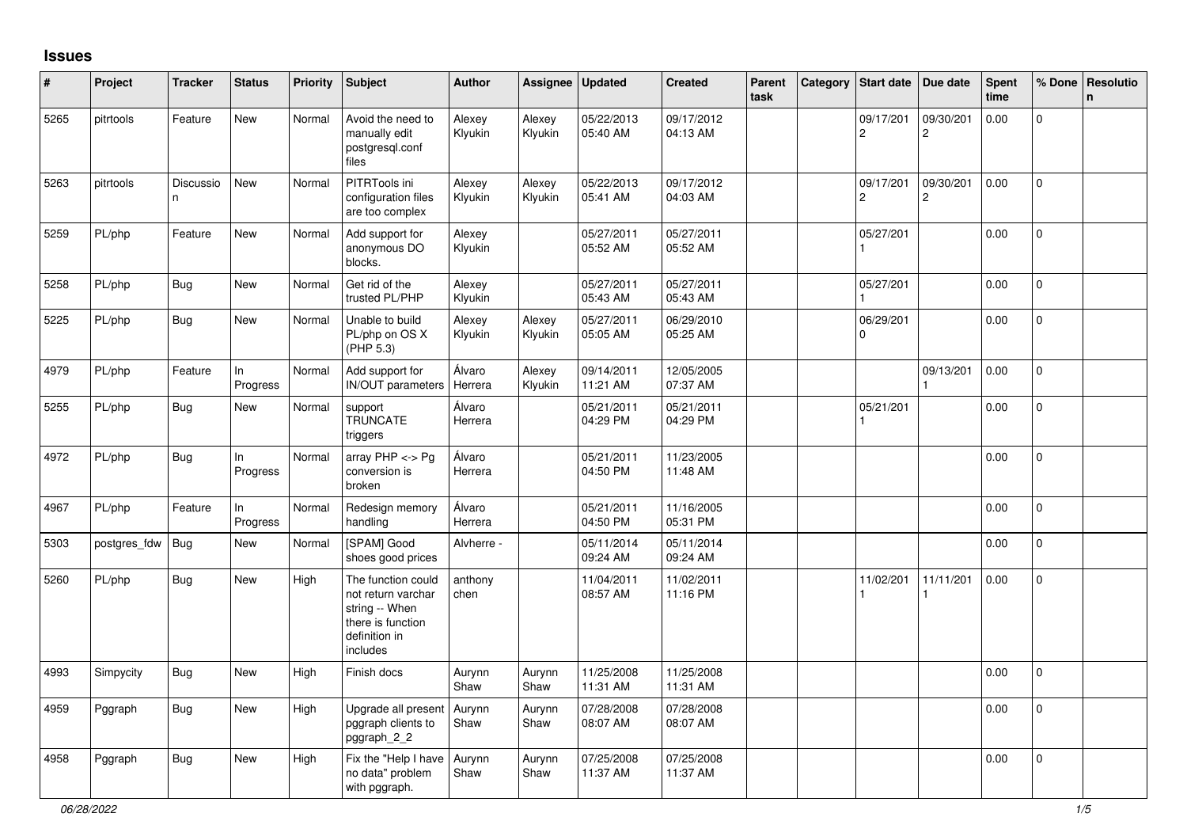## Issues

| # | Project | Tracker | Status | Priority | Subject | Author | Assignee | Updated | Created | Parent task | Category | Start date | Due date | Spent time | % Done | Resolution |
|---|---|---|---|---|---|---|---|---|---|---|---|---|---|---|---|---|
| 5265 | pitrtools | Feature | New | Normal | Avoid the need to manually edit postgresql.conf files | Alexey Klyukin | Alexey Klyukin | 05/22/2013 05:40 AM | 09/17/2012 04:13 AM | | | 09/17/2012 | 09/30/2012 | 0.00 | 0 | |
| 5263 | pitrtools | Discussion | New | Normal | PITRTools ini configuration files are too complex | Alexey Klyukin | Alexey Klyukin | 05/22/2013 05:41 AM | 09/17/2012 04:03 AM | | | 09/17/2012 | 09/30/2012 | 0.00 | 0 | |
| 5259 | PL/php | Feature | New | Normal | Add support for anonymous DO blocks. | Alexey Klyukin | | 05/27/2011 05:52 AM | 05/27/2011 05:52 AM | | | 05/27/2011 | | 0.00 | 0 | |
| 5258 | PL/php | Bug | New | Normal | Get rid of the trusted PL/PHP | Alexey Klyukin | | 05/27/2011 05:43 AM | 05/27/2011 05:43 AM | | | 05/27/2011 | | 0.00 | 0 | |
| 5225 | PL/php | Bug | New | Normal | Unable to build PL/php on OS X (PHP 5.3) | Alexey Klyukin | Alexey Klyukin | 05/27/2011 05:05 AM | 06/29/2010 05:25 AM | | | 06/29/2010 | | 0.00 | 0 | |
| 4979 | PL/php | Feature | In Progress | Normal | Add support for IN/OUT parameters | Álvaro Herrera | Alexey Klyukin | 09/14/2011 11:21 AM | 12/05/2005 07:37 AM | | | | 09/13/2011 | 0.00 | 0 | |
| 5255 | PL/php | Bug | New | Normal | support TRUNCATE triggers | Álvaro Herrera | | 05/21/2011 04:29 PM | 05/21/2011 04:29 PM | | | 05/21/2011 | | 0.00 | 0 | |
| 4972 | PL/php | Bug | In Progress | Normal | array PHP <-> Pg conversion is broken | Álvaro Herrera | | 05/21/2011 04:50 PM | 11/23/2005 11:48 AM | | | | | 0.00 | 0 | |
| 4967 | PL/php | Feature | In Progress | Normal | Redesign memory handling | Álvaro Herrera | | 05/21/2011 04:50 PM | 11/16/2005 05:31 PM | | | | | 0.00 | 0 | |
| 5303 | postgres_fdw | Bug | New | Normal | [SPAM] Good shoes good prices | Alvherre - | | 05/11/2014 09:24 AM | 05/11/2014 09:24 AM | | | | | 0.00 | 0 | |
| 5260 | PL/php | Bug | New | High | The function could not return varchar string -- When there is function definition in includes | anthony chen | | 11/04/2011 08:57 AM | 11/02/2011 11:16 PM | | | 11/02/2011 | 11/11/2011 | 0.00 | 0 | |
| 4993 | Simpycity | Bug | New | High | Finish docs | Aurynn Shaw | Aurynn Shaw | 11/25/2008 11:31 AM | 11/25/2008 11:31 AM | | | | | 0.00 | 0 | |
| 4959 | Pggraph | Bug | New | High | Upgrade all present pggraph clients to pggraph_2_2 | Aurynn Shaw | Aurynn Shaw | 07/28/2008 08:07 AM | 07/28/2008 08:07 AM | | | | | 0.00 | 0 | |
| 4958 | Pggraph | Bug | New | High | Fix the "Help I have no data" problem with pggraph. | Aurynn Shaw | Aurynn Shaw | 07/25/2008 11:37 AM | 07/25/2008 11:37 AM | | | | | 0.00 | 0 | |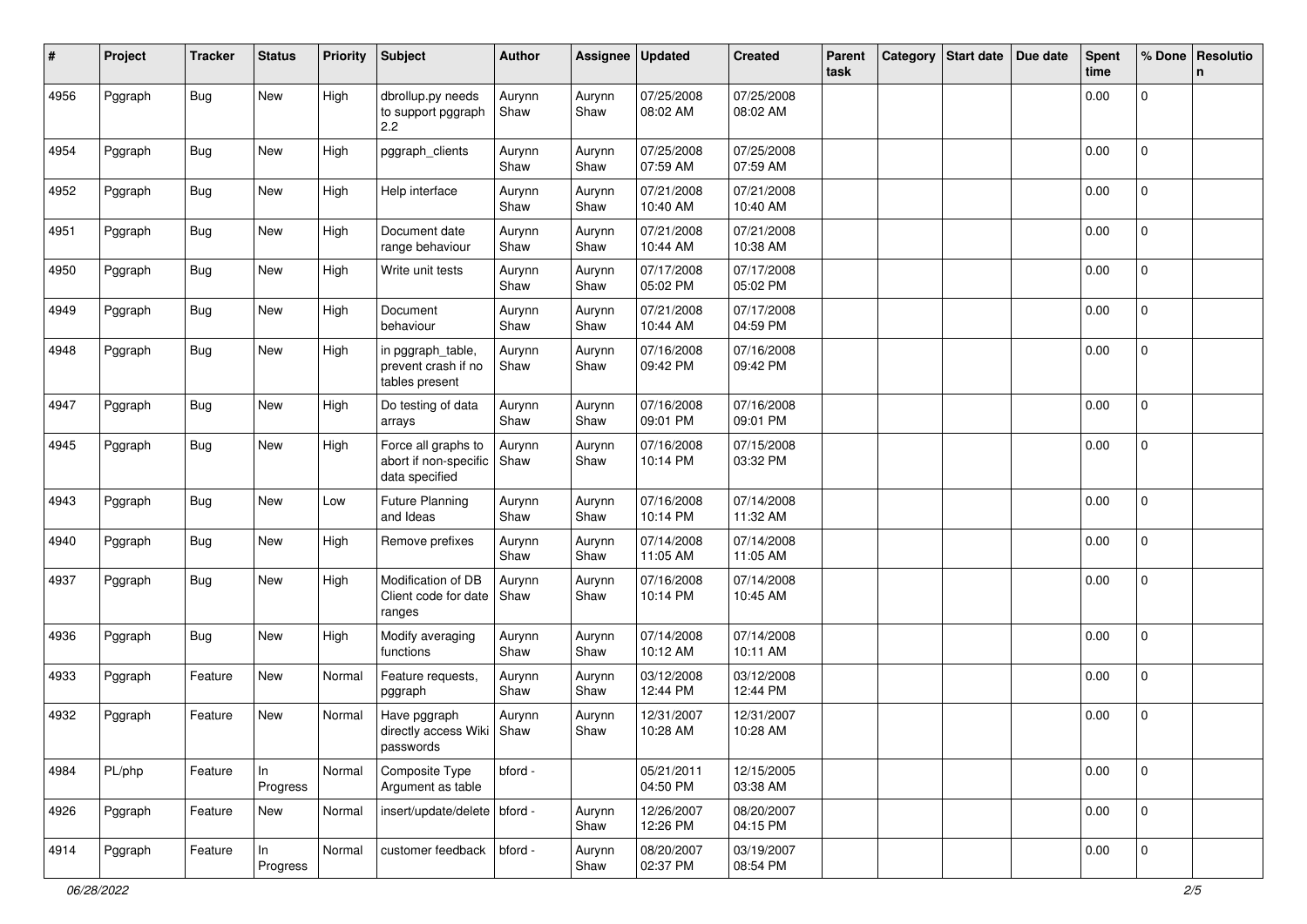| # | Project | Tracker | Status | Priority | Subject | Author | Assignee | Updated | Created | Parent task | Category | Start date | Due date | Spent time | % Done | Resolution |
|---|---|---|---|---|---|---|---|---|---|---|---|---|---|---|---|---|
| 4956 | Pggraph | Bug | New | High | dbrollup.py needs to support pggraph 2.2 | Aurynn Shaw | Aurynn Shaw | 07/25/2008 08:02 AM | 07/25/2008 08:02 AM | | | | | 0.00 | 0 | |
| 4954 | Pggraph | Bug | New | High | pggraph_clients | Aurynn Shaw | Aurynn Shaw | 07/25/2008 07:59 AM | 07/25/2008 07:59 AM | | | | | 0.00 | 0 | |
| 4952 | Pggraph | Bug | New | High | Help interface | Aurynn Shaw | Aurynn Shaw | 07/21/2008 10:40 AM | 07/21/2008 10:40 AM | | | | | 0.00 | 0 | |
| 4951 | Pggraph | Bug | New | High | Document date range behaviour | Aurynn Shaw | Aurynn Shaw | 07/21/2008 10:44 AM | 07/21/2008 10:38 AM | | | | | 0.00 | 0 | |
| 4950 | Pggraph | Bug | New | High | Write unit tests | Aurynn Shaw | Aurynn Shaw | 07/17/2008 05:02 PM | 07/17/2008 05:02 PM | | | | | 0.00 | 0 | |
| 4949 | Pggraph | Bug | New | High | Document behaviour | Aurynn Shaw | Aurynn Shaw | 07/21/2008 10:44 AM | 07/17/2008 04:59 PM | | | | | 0.00 | 0 | |
| 4948 | Pggraph | Bug | New | High | in pggraph_table, prevent crash if no tables present | Aurynn Shaw | Aurynn Shaw | 07/16/2008 09:42 PM | 07/16/2008 09:42 PM | | | | | 0.00 | 0 | |
| 4947 | Pggraph | Bug | New | High | Do testing of data arrays | Aurynn Shaw | Aurynn Shaw | 07/16/2008 09:01 PM | 07/16/2008 09:01 PM | | | | | 0.00 | 0 | |
| 4945 | Pggraph | Bug | New | High | Force all graphs to abort if non-specific data specified | Aurynn Shaw | Aurynn Shaw | 07/16/2008 10:14 PM | 07/15/2008 03:32 PM | | | | | 0.00 | 0 | |
| 4943 | Pggraph | Bug | New | Low | Future Planning and Ideas | Aurynn Shaw | Aurynn Shaw | 07/16/2008 10:14 PM | 07/14/2008 11:32 AM | | | | | 0.00 | 0 | |
| 4940 | Pggraph | Bug | New | High | Remove prefixes | Aurynn Shaw | Aurynn Shaw | 07/14/2008 11:05 AM | 07/14/2008 11:05 AM | | | | | 0.00 | 0 | |
| 4937 | Pggraph | Bug | New | High | Modification of DB Client code for date ranges | Aurynn Shaw | Aurynn Shaw | 07/16/2008 10:14 PM | 07/14/2008 10:45 AM | | | | | 0.00 | 0 | |
| 4936 | Pggraph | Bug | New | High | Modify averaging functions | Aurynn Shaw | Aurynn Shaw | 07/14/2008 10:12 AM | 07/14/2008 10:11 AM | | | | | 0.00 | 0 | |
| 4933 | Pggraph | Feature | New | Normal | Feature requests, pggraph | Aurynn Shaw | Aurynn Shaw | 03/12/2008 12:44 PM | 03/12/2008 12:44 PM | | | | | 0.00 | 0 | |
| 4932 | Pggraph | Feature | New | Normal | Have pggraph directly access Wiki passwords | Aurynn Shaw | Aurynn Shaw | 12/31/2007 10:28 AM | 12/31/2007 10:28 AM | | | | | 0.00 | 0 | |
| 4984 | PL/php | Feature | In Progress | Normal | Composite Type Argument as table | bford - | | 05/21/2011 04:50 PM | 12/15/2005 03:38 AM | | | | | 0.00 | 0 | |
| 4926 | Pggraph | Feature | New | Normal | insert/update/delete | bford - | Aurynn Shaw | 12/26/2007 12:26 PM | 08/20/2007 04:15 PM | | | | | 0.00 | 0 | |
| 4914 | Pggraph | Feature | In Progress | Normal | customer feedback | bford - | Aurynn Shaw | 08/20/2007 02:37 PM | 03/19/2007 08:54 PM | | | | | 0.00 | 0 | |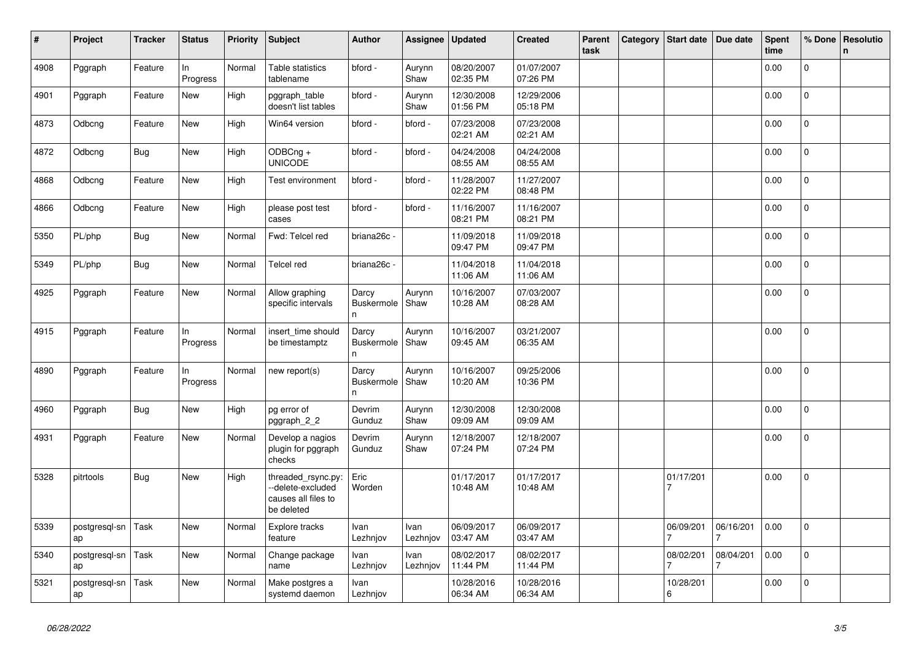| # | Project | Tracker | Status | Priority | Subject | Author | Assignee | Updated | Created | Parent task | Category | Start date | Due date | Spent time | % Done | Resolution |
|---|---|---|---|---|---|---|---|---|---|---|---|---|---|---|---|---|
| 4908 | Pggraph | Feature | In Progress | Normal | Table statistics tablename | bford - | Aurynn Shaw | 08/20/2007 02:35 PM | 01/07/2007 07:26 PM | | | | | 0.00 | 0 | |
| 4901 | Pggraph | Feature | New | High | pggraph_table doesn't list tables | bford - | Aurynn Shaw | 12/30/2008 01:56 PM | 12/29/2006 05:18 PM | | | | | 0.00 | 0 | |
| 4873 | Odbcng | Feature | New | High | Win64 version | bford - | bford - | 07/23/2008 02:21 AM | 07/23/2008 02:21 AM | | | | | 0.00 | 0 | |
| 4872 | Odbcng | Bug | New | High | ODBCng + UNICODE | bford - | bford - | 04/24/2008 08:55 AM | 04/24/2008 08:55 AM | | | | | 0.00 | 0 | |
| 4868 | Odbcng | Feature | New | High | Test environment | bford - | bford - | 11/28/2007 02:22 PM | 11/27/2007 08:48 PM | | | | | 0.00 | 0 | |
| 4866 | Odbcng | Feature | New | High | please post test cases | bford - | bford - | 11/16/2007 08:21 PM | 11/16/2007 08:21 PM | | | | | 0.00 | 0 | |
| 5350 | PL/php | Bug | New | Normal | Fwd: Telcel red | briana26c - | | 11/09/2018 09:47 PM | 11/09/2018 09:47 PM | | | | | 0.00 | 0 | |
| 5349 | PL/php | Bug | New | Normal | Telcel red | briana26c - | | 11/04/2018 11:06 AM | 11/04/2018 11:06 AM | | | | | 0.00 | 0 | |
| 4925 | Pggraph | Feature | New | Normal | Allow graphing specific intervals | Darcy Buskermolen | Aurynn Shaw | 10/16/2007 10:28 AM | 07/03/2007 08:28 AM | | | | | 0.00 | 0 | |
| 4915 | Pggraph | Feature | In Progress | Normal | insert_time should be timestamptz | Darcy Buskermolen | Aurynn Shaw | 10/16/2007 09:45 AM | 03/21/2007 06:35 AM | | | | | 0.00 | 0 | |
| 4890 | Pggraph | Feature | In Progress | Normal | new report(s) | Darcy Buskermolen | Aurynn Shaw | 10/16/2007 10:20 AM | 09/25/2006 10:36 PM | | | | | 0.00 | 0 | |
| 4960 | Pggraph | Bug | New | High | pg error of pggraph_2_2 | Devrim Gunduz | Aurynn Shaw | 12/30/2008 09:09 AM | 12/30/2008 09:09 AM | | | | | 0.00 | 0 | |
| 4931 | Pggraph | Feature | New | Normal | Develop a nagios plugin for pggraph checks | Devrim Gunduz | Aurynn Shaw | 12/18/2007 07:24 PM | 12/18/2007 07:24 PM | | | | | 0.00 | 0 | |
| 5328 | pitrtools | Bug | New | High | threaded_rsync.py: --delete-excluded causes all files to be deleted | Eric Worden | | 01/17/2017 10:48 AM | 01/17/2017 10:48 AM | | | 01/17/2017 | | 0.00 | 0 | |
| 5339 | postgresql-snap | Task | New | Normal | Explore tracks feature | Ivan Lezhnjov | Ivan Lezhnjov | 06/09/2017 03:47 AM | 06/09/2017 03:47 AM | | | 06/09/2017 | 06/16/2017 | 0.00 | 0 | |
| 5340 | postgresql-snap | Task | New | Normal | Change package name | Ivan Lezhnjov | Ivan Lezhnjov | 08/02/2017 11:44 PM | 08/02/2017 11:44 PM | | | 08/02/2017 | 08/04/2017 | 0.00 | 0 | |
| 5321 | postgresql-snap | Task | New | Normal | Make postgres a systemd daemon | Ivan Lezhnjov | | 10/28/2016 06:34 AM | 10/28/2016 06:34 AM | | | 10/28/2016 | | 0.00 | 0 | |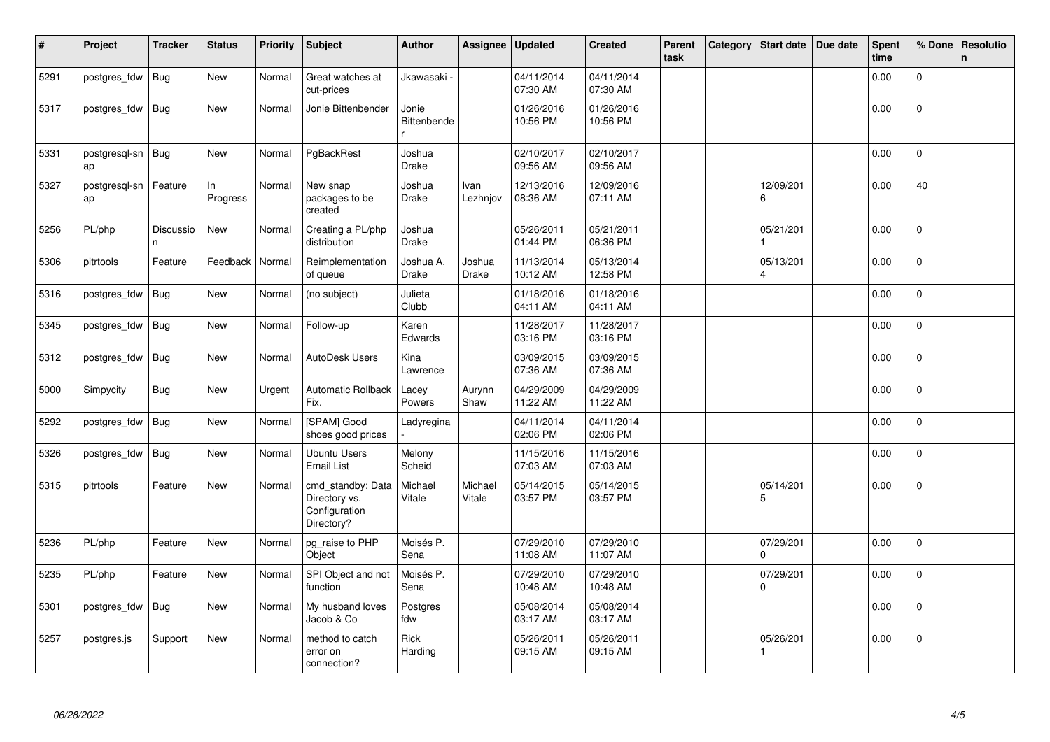| # | Project | Tracker | Status | Priority | Subject | Author | Assignee | Updated | Created | Parent task | Category | Start date | Due date | Spent time | % Done | Resolution |
|---|---|---|---|---|---|---|---|---|---|---|---|---|---|---|---|---|
| 5291 | postgres_fdw | Bug | New | Normal | Great watches at cut-prices | Jkawasaki - | | 04/11/2014 07:30 AM | 04/11/2014 07:30 AM | | | | | 0.00 | 0 | |
| 5317 | postgres_fdw | Bug | New | Normal | Jonie Bittenbender | Jonie Bittenbender | | 01/26/2016 10:56 PM | 01/26/2016 10:56 PM | | | | | 0.00 | 0 | |
| 5331 | postgresql-snap | Bug | New | Normal | PgBackRest | Joshua Drake | | 02/10/2017 09:56 AM | 02/10/2017 09:56 AM | | | | | 0.00 | 0 | |
| 5327 | postgresql-snap | Feature | In Progress | Normal | New snap packages to be created | Joshua Drake | Ivan Lezhnjov | 12/13/2016 08:36 AM | 12/09/2016 07:11 AM | | | 12/09/2016 | | 0.00 | 40 | |
| 5256 | PL/php | Discussion | New | Normal | Creating a PL/php distribution | Joshua Drake | | 05/26/2011 01:44 PM | 05/21/2011 06:36 PM | | | 05/21/2011 | | 0.00 | 0 | |
| 5306 | pitrtools | Feature | Feedback | Normal | Reimplementation of queue | Joshua A. Drake | Joshua Drake | 11/13/2014 10:12 AM | 05/13/2014 12:58 PM | | | 05/13/2014 | | 0.00 | 0 | |
| 5316 | postgres_fdw | Bug | New | Normal | (no subject) | Julieta Clubb | | 01/18/2016 04:11 AM | 01/18/2016 04:11 AM | | | | | 0.00 | 0 | |
| 5345 | postgres_fdw | Bug | New | Normal | Follow-up | Karen Edwards | | 11/28/2017 03:16 PM | 11/28/2017 03:16 PM | | | | | 0.00 | 0 | |
| 5312 | postgres_fdw | Bug | New | Normal | AutoDesk Users | Kina Lawrence | | 03/09/2015 07:36 AM | 03/09/2015 07:36 AM | | | | | 0.00 | 0 | |
| 5000 | Simpycity | Bug | New | Urgent | Automatic Rollback Fix. | Lacey Powers | Aurynn Shaw | 04/29/2009 11:22 AM | 04/29/2009 11:22 AM | | | | | 0.00 | 0 | |
| 5292 | postgres_fdw | Bug | New | Normal | [SPAM] Good shoes good prices | Ladyregina - | | 04/11/2014 02:06 PM | 04/11/2014 02:06 PM | | | | | 0.00 | 0 | |
| 5326 | postgres_fdw | Bug | New | Normal | Ubuntu Users Email List | Melony Scheid | | 11/15/2016 07:03 AM | 11/15/2016 07:03 AM | | | | | 0.00 | 0 | |
| 5315 | pitrtools | Feature | New | Normal | cmd_standby: Data Directory vs. Configuration Directory? | Michael Vitale | Michael Vitale | 05/14/2015 03:57 PM | 05/14/2015 03:57 PM | | | 05/14/2015 | | 0.00 | 0 | |
| 5236 | PL/php | Feature | New | Normal | pg_raise to PHP Object | Moisés P. Sena | | 07/29/2010 11:08 AM | 07/29/2010 11:07 AM | | | 07/29/2010 | | 0.00 | 0 | |
| 5235 | PL/php | Feature | New | Normal | SPI Object and not function | Moisés P. Sena | | 07/29/2010 10:48 AM | 07/29/2010 10:48 AM | | | 07/29/2010 | | 0.00 | 0 | |
| 5301 | postgres_fdw | Bug | New | Normal | My husband loves Jacob & Co | Postgres fdw | | 05/08/2014 03:17 AM | 05/08/2014 03:17 AM | | | | | 0.00 | 0 | |
| 5257 | postgres.js | Support | New | Normal | method to catch error on connection? | Rick Harding | | 05/26/2011 09:15 AM | 05/26/2011 09:15 AM | | | 05/26/2011 | | 0.00 | 0 | |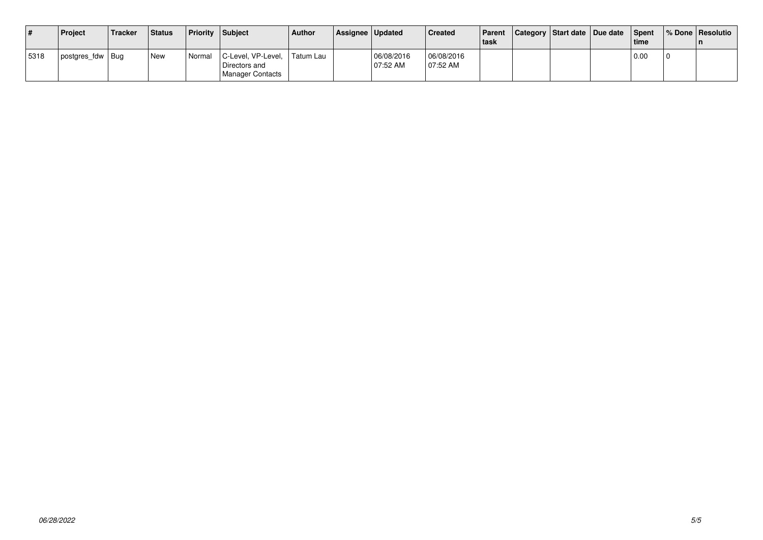| # | Project | Tracker | Status | Priority | Subject | Author | Assignee | Updated | Created | Parent task | Category | Start date | Due date | Spent time | % Done | Resolution |
|---|---|---|---|---|---|---|---|---|---|---|---|---|---|---|---|---|
| 5318 | postgres_fdw | Bug | New | Normal | C-Level, VP-Level, Directors and Manager Contacts | Tatum Lau | | 06/08/2016 07:52 AM | 06/08/2016 07:52 AM | | | | | 0.00 | 0 | |